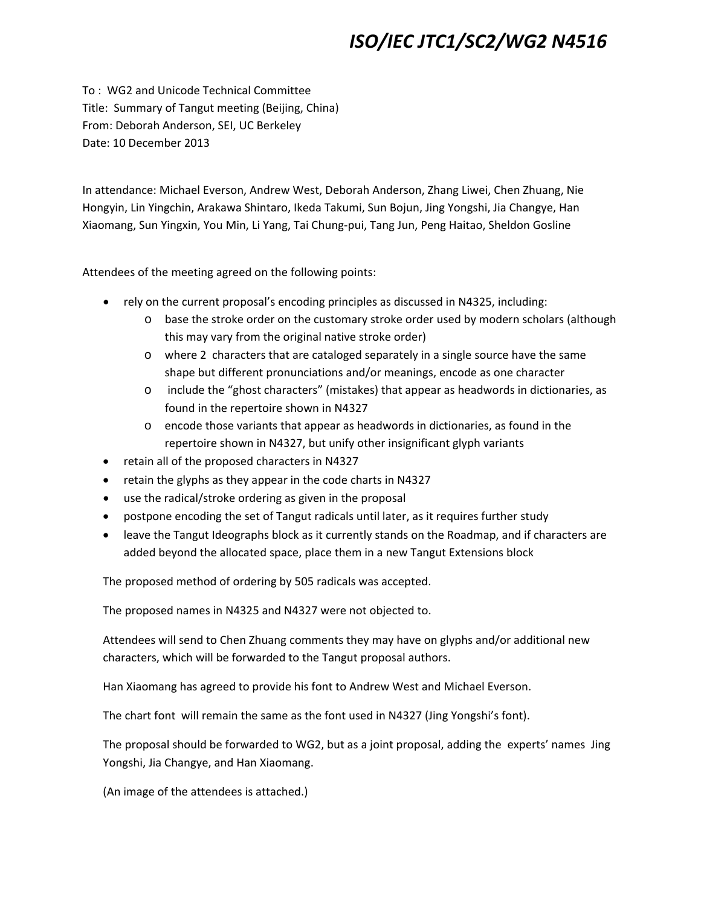# ISO/IEC JTC1/SC2/WG2 N4516

To : WG2 and Unicode Technical Committee
Title: Summary of Tangut meeting (Beijing, China)
From: Deborah Anderson, SEI, UC Berkeley
Date: 10 December 2013

In attendance: Michael Everson, Andrew West, Deborah Anderson, Zhang Liwei, Chen Zhuang, Nie Hongyin, Lin Yingchin, Arakawa Shintaro, Ikeda Takumi, Sun Bojun, Jing Yongshi, Jia Changye, Han Xiaomang, Sun Yingxin, You Min, Li Yang, Tai Chung-pui, Tang Jun, Peng Haitao, Sheldon Gosline

Attendees of the meeting agreed on the following points:

- rely on the current proposal's encoding principles as discussed in N4325, including:
  - base the stroke order on the customary stroke order used by modern scholars (although this may vary from the original native stroke order)
  - where 2 characters that are cataloged separately in a single source have the same shape but different pronunciations and/or meanings, encode as one character
  - include the "ghost characters" (mistakes) that appear as headwords in dictionaries, as found in the repertoire shown in N4327
  - encode those variants that appear as headwords in dictionaries, as found in the repertoire shown in N4327, but unify other insignificant glyph variants
- retain all of the proposed characters in N4327
- retain the glyphs as they appear in the code charts in N4327
- use the radical/stroke ordering as given in the proposal
- postpone encoding the set of Tangut radicals until later, as it requires further study
- leave the Tangut Ideographs block as it currently stands on the Roadmap, and if characters are added beyond the allocated space, place them in a new Tangut Extensions block

The proposed method of ordering by 505 radicals was accepted.

The proposed names in N4325 and N4327 were not objected to.

Attendees will send to Chen Zhuang comments they may have on glyphs and/or additional new characters, which will be forwarded to the Tangut proposal authors.

Han Xiaomang has agreed to provide his font to Andrew West and Michael Everson.

The chart font will remain the same as the font used in N4327 (Jing Yongshi's font).

The proposal should be forwarded to WG2, but as a joint proposal, adding the experts' names Jing Yongshi, Jia Changye, and Han Xiaomang.

(An image of the attendees is attached.)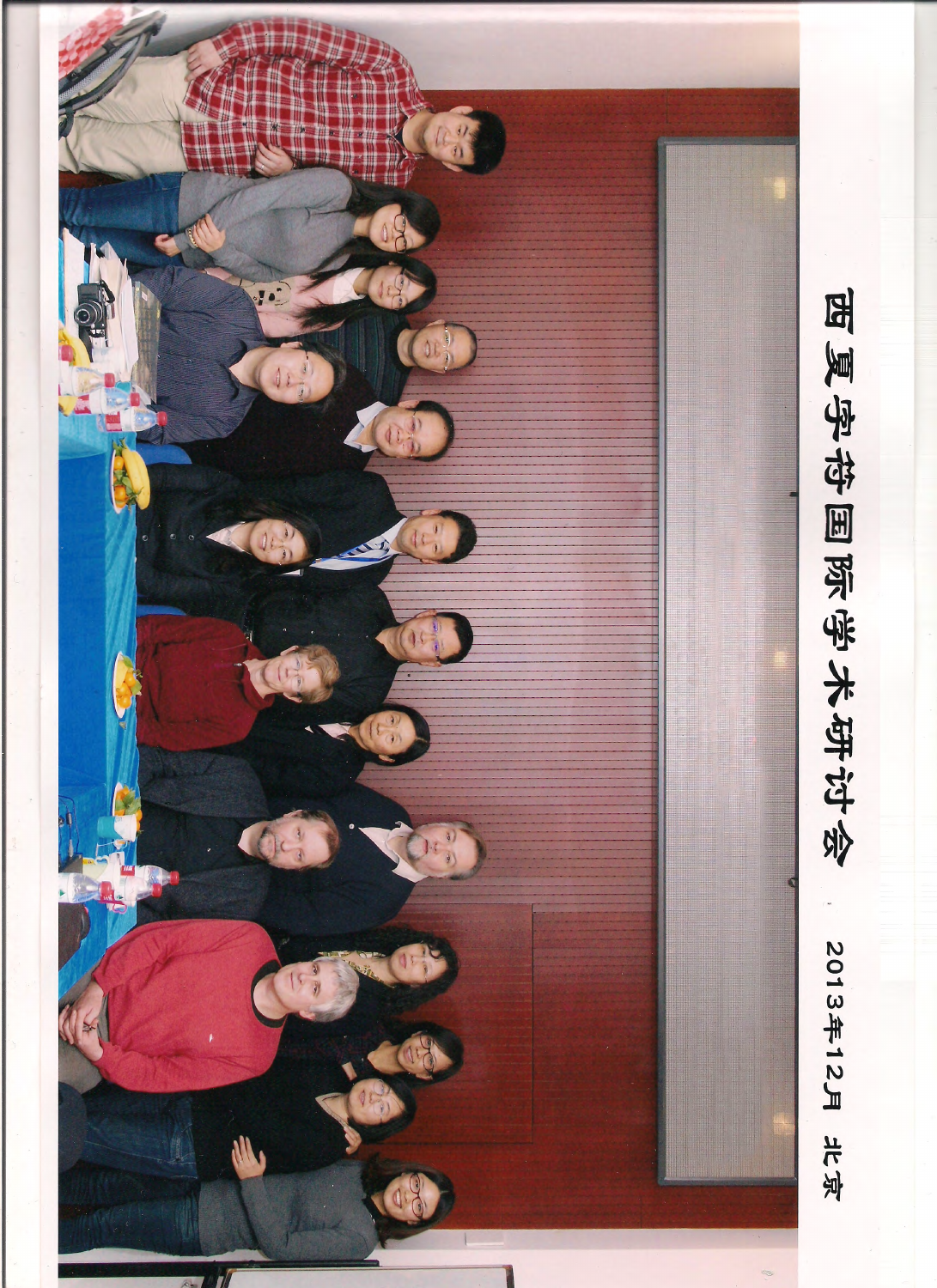西夏学术国际学术研讨会 2013年12月 北京